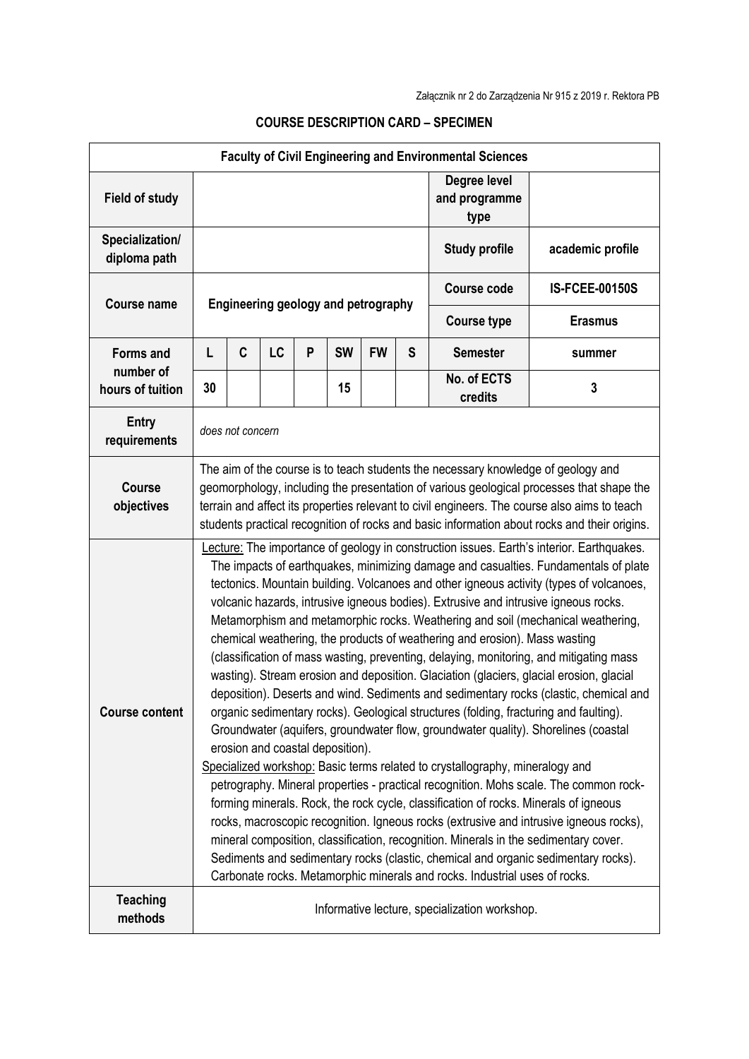Załącznik nr 2 do Zarządzenia Nr 915 z 2019 r. Rektora PB

**COURSE DESCRIPTION CARD – SPECIMEN**

| **Faculty of Civil Engineering and Environmental Sciences** | | | | | | | | | |
|---|---|---|---|---|---|---|---|---|---|
| **Field of study** | | | | | | | | **Degree level and programme type** | |
| **Specialization/ diploma path** | | | | | | | | **Study profile** | **academic profile** |
| **Course name** | **Engineering geology and petrography** | | | | | | | **Course code** | **IS-FCEE-00150S** |
| | | | | | | | | **Course type** | **Erasmus** |
| **Forms and number of hours of tuition** | **L** | **C** | **LC** | **P** | **SW** | **FW** | **S** | **Semester** | **summer** |
| | **30** | | | | **15** | | | **No. of ECTS credits** | **3** |
| **Entry requirements** | *does not concern* | | | | | | | | |
| **Course objectives** | The aim of the course is to teach students the necessary knowledge of geology and geomorphology, including the presentation of various geological processes that shape the terrain and affect its properties relevant to civil engineers. The course also aims to teach students practical recognition of rocks and basic information about rocks and their origins. | | | | | | | | |
| **Course content** | Lecture: The importance of geology in construction issues. Earth's interior. Earthquakes. The impacts of earthquakes, minimizing damage and casualties. Fundamentals of plate tectonics. Mountain building. Volcanoes and other igneous activity (types of volcanoes, volcanic hazards, intrusive igneous bodies). Extrusive and intrusive igneous rocks. Metamorphism and metamorphic rocks. Weathering and soil (mechanical weathering, chemical weathering, the products of weathering and erosion). Mass wasting (classification of mass wasting, preventing, delaying, monitoring, and mitigating mass wasting). Stream erosion and deposition. Glaciation (glaciers, glacial erosion, glacial deposition). Deserts and wind. Sediments and sedimentary rocks (clastic, chemical and organic sedimentary rocks). Geological structures (folding, fracturing and faulting). Groundwater (aquifers, groundwater flow, groundwater quality). Shorelines (coastal erosion and coastal deposition).<br>Specialized workshop: Basic terms related to crystallography, mineralogy and petrography. Mineral properties - practical recognition. Mohs scale. The common rock-forming minerals. Rock, the rock cycle, classification of rocks. Minerals of igneous rocks, macroscopic recognition. Igneous rocks (extrusive and intrusive igneous rocks), mineral composition, classification, recognition. Minerals in the sedimentary cover. Sediments and sedimentary rocks (clastic, chemical and organic sedimentary rocks). Carbonate rocks. Metamorphic minerals and rocks. Industrial uses of rocks. | | | | | | | | |
| **Teaching methods** | Informative lecture, specialization workshop. | | | | | | | | |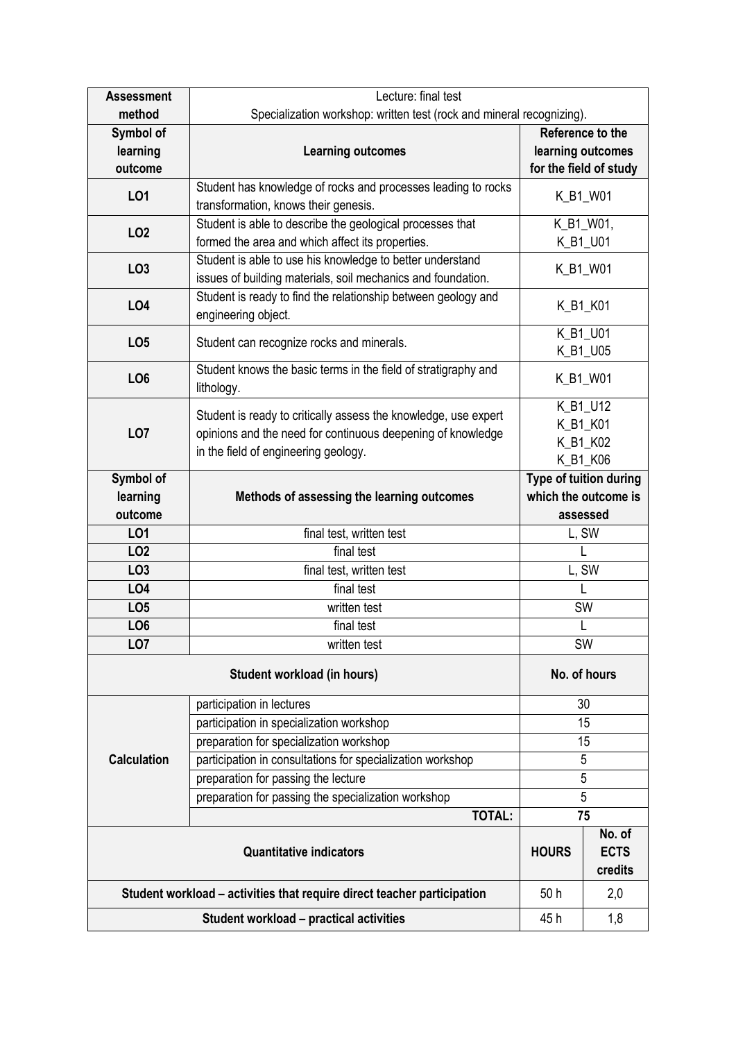| **Assessment method** | Lecture: final test<br>Specialization workshop: written test (rock and mineral recognizing). | |
|---|---|---|
| **Symbol of learning outcome** | **Learning outcomes** | **Reference to the learning outcomes for the field of study** |
| **LO1** | Student has knowledge of rocks and processes leading to rocks transformation, knows their genesis. | K_B1_W01 |
| **LO2** | Student is able to describe the geological processes that formed the area and which affect its properties. | K_B1_W01,<br>K_B1_U01 |
| **LO3** | Student is able to use his knowledge to better understand issues of building materials, soil mechanics and foundation. | K_B1_W01 |
| **LO4** | Student is ready to find the relationship between geology and engineering object. | K_B1_K01 |
| **LO5** | Student can recognize rocks and minerals. | K_B1_U01<br>K_B1_U05 |
| **LO6** | Student knows the basic terms in the field of stratigraphy and lithology. | K_B1_W01 |
| **LO7** | Student is ready to critically assess the knowledge, use expert opinions and the need for continuous deepening of knowledge in the field of engineering geology. | K_B1_U12<br>K_B1_K01<br>K_B1_K02<br>K_B1_K06 |
| **Symbol of learning outcome** | **Methods of assessing the learning outcomes** | **Type of tuition during which the outcome is assessed** |
| **LO1** | final test, written test | L, SW |
| **LO2** | final test | L |
| **LO3** | final test, written test | L, SW |
| **LO4** | final test | L |
| **LO5** | written test | SW |
| **LO6** | final test | L |
| **LO7** | written test | SW |

| **Student workload (in hours)** | | **No. of hours** | |
|---|---|---|---|
| **Calculation** | participation in lectures | 30 | |
| | participation in specialization workshop | 15 | |
| | preparation for specialization workshop | 15 | |
| | participation in consultations for specialization workshop | 5 | |
| | preparation for passing the lecture | 5 | |
| | preparation for passing the specialization workshop | 5 | |
| | **TOTAL:** | **75** | |
| **Quantitative indicators** | | **HOURS** | **No. of ECTS credits** |
| **Student workload – activities that require direct teacher participation** | | 50 h | 2,0 |
| **Student workload – practical activities** | | 45 h | 1,8 |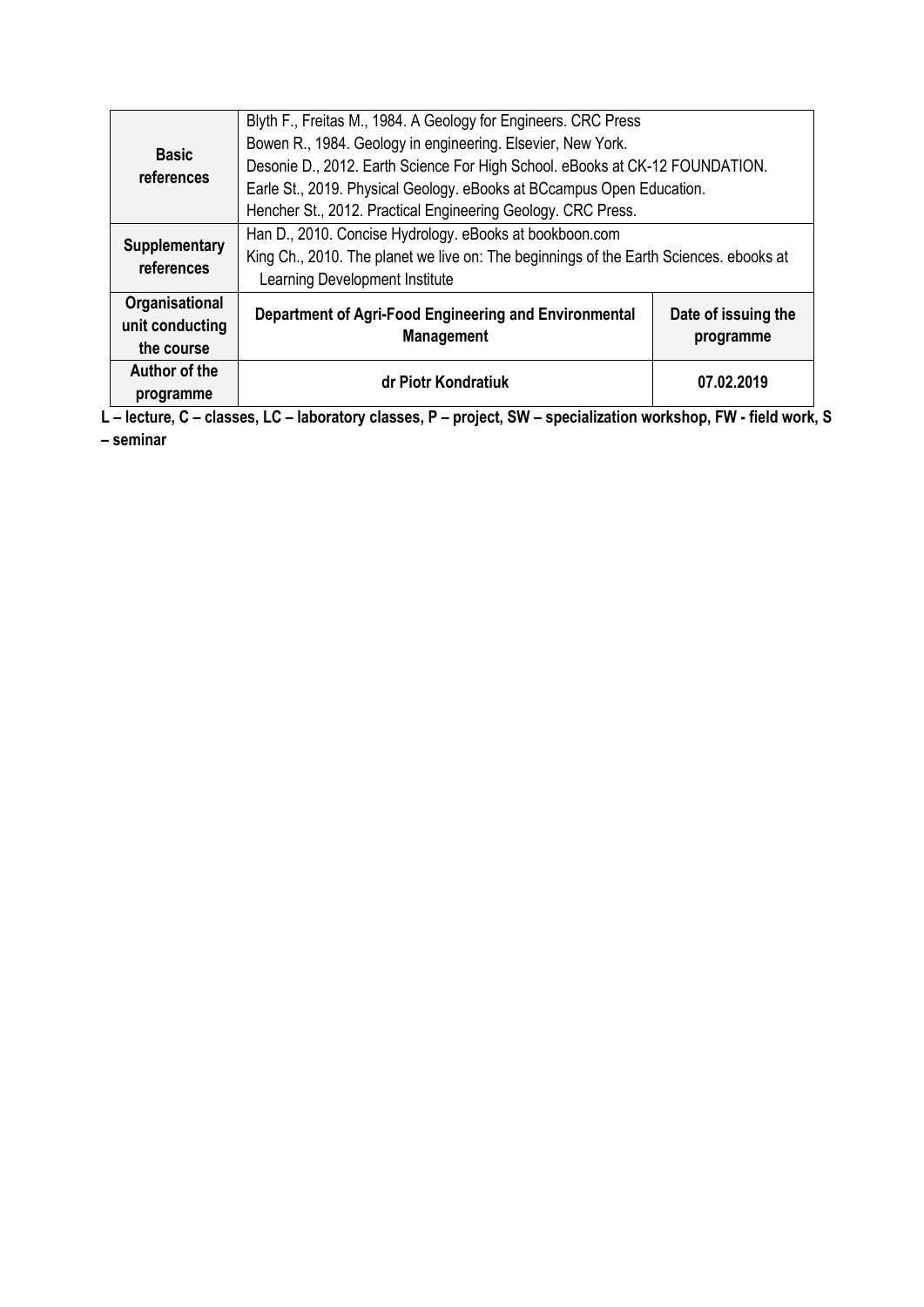| | | |
|---|---|---|
| **Basic references** | Blyth F., Freitas M., 1984. A Geology for Engineers. CRC Press<br>Bowen R., 1984. Geology in engineering. Elsevier, New York.<br>Desonie D., 2012. Earth Science For High School. eBooks at CK-12 FOUNDATION.<br>Earle St., 2019. Physical Geology. eBooks at BCcampus Open Education.<br>Hencher St., 2012. Practical Engineering Geology. CRC Press. | |
| **Supplementary references** | Han D., 2010. Concise Hydrology. eBooks at bookboon.com<br>King Ch., 2010. The planet we live on: The beginnings of the Earth Sciences. ebooks at Learning Development Institute | |
| **Organisational unit conducting the course** | **Department of Agri-Food Engineering and Environmental Management** | **Date of issuing the programme** |
| **Author of the programme** | **dr Piotr Kondratiuk** | **07.02.2019** |

**L – lecture, C – classes, LC – laboratory classes, P – project, SW – specialization workshop, FW - field work, S – seminar**